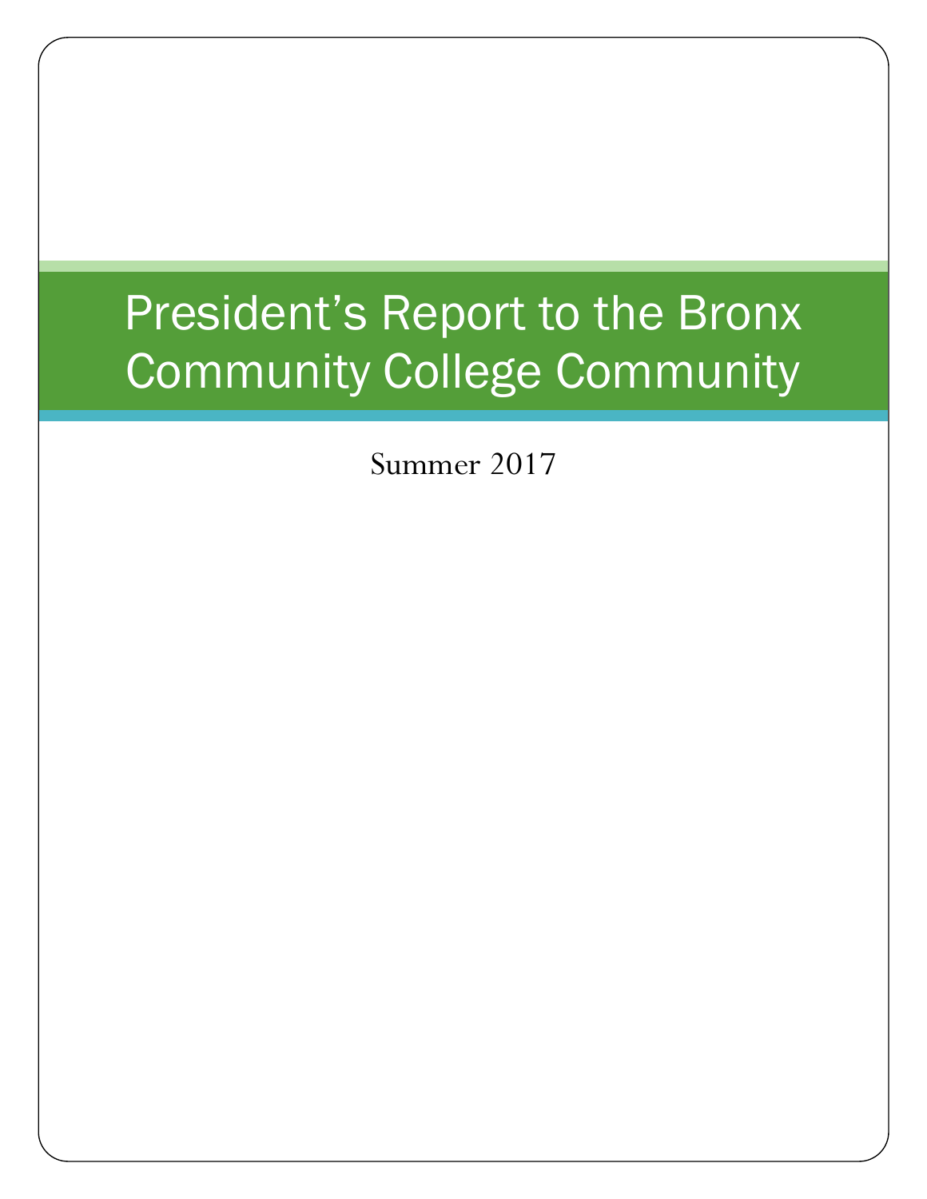# President's Report to the Bronx Community College Community

Summer 2017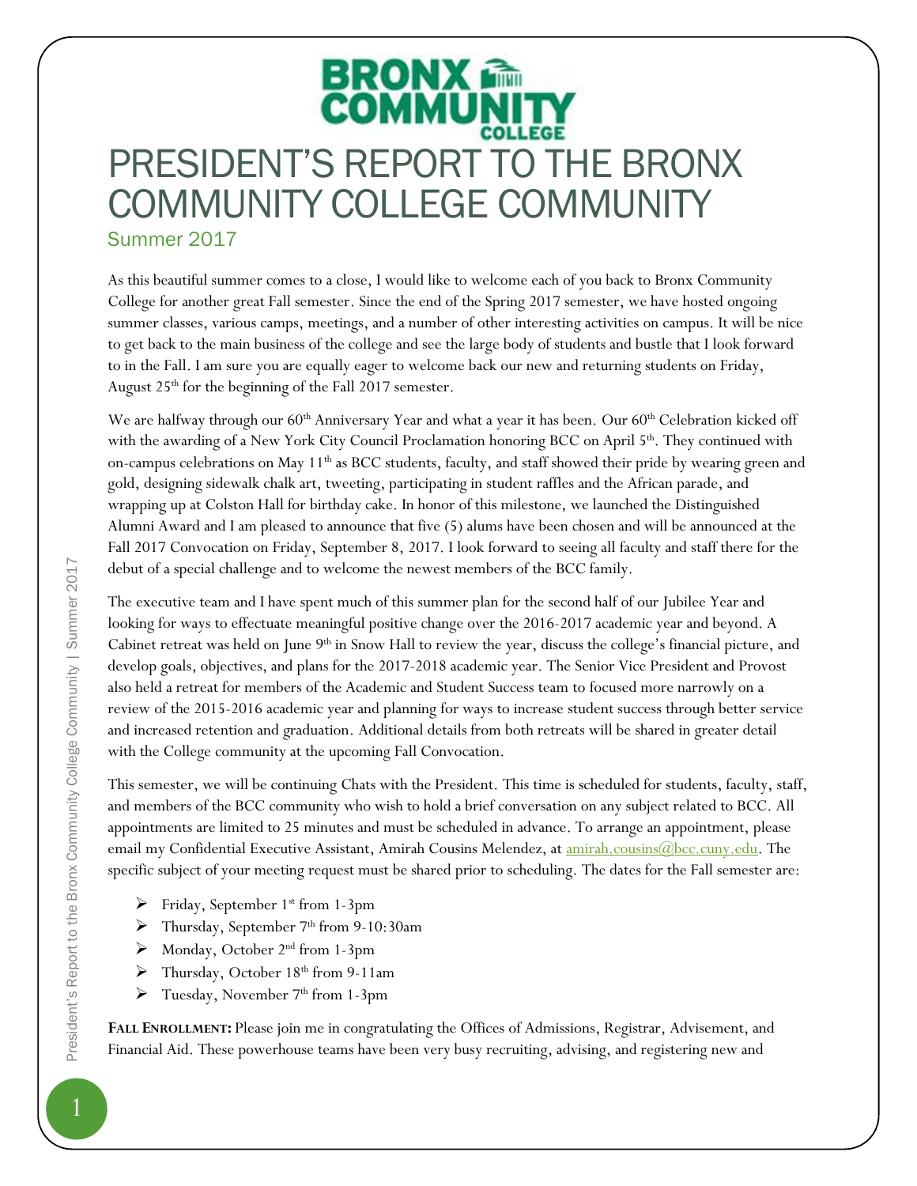# PRESIDENT'S REPORT TO THE BRONX COMMUNITY COLLEGE COMMUNITY

## Summer 2017

As this beautiful summer comes to a close, I would like to welcome each of you back to Bronx Community College for another great Fall semester. Since the end of the Spring 2017 semester, we have hosted ongoing summer classes, various camps, meetings, and a number of other interesting activities on campus. It will be nice to get back to the main business of the college and see the large body of students and bustle that I look forward to in the Fall. I am sure you are equally eager to welcome back our new and returning students on Friday, August 25th for the beginning of the Fall 2017 semester.

We are halfway through our 60th Anniversary Year and what a year it has been. Our 60th Celebration kicked off with the awarding of a New York City Council Proclamation honoring BCC on April 5th. They continued with on-campus celebrations on May 11th as BCC students, faculty, and staff showed their pride by wearing green and gold, designing sidewalk chalk art, tweeting, participating in student raffles and the African parade, and wrapping up at Colston Hall for birthday cake. In honor of this milestone, we launched the Distinguished Alumni Award and I am pleased to announce that five (5) alums have been chosen and will be announced at the Fall 2017 Convocation on Friday, September 8, 2017. I look forward to seeing all faculty and staff there for the debut of a special challenge and to welcome the newest members of the BCC family.

The executive team and I have spent much of this summer plan for the second half of our Jubilee Year and looking for ways to effectuate meaningful positive change over the 2016-2017 academic year and beyond. A Cabinet retreat was held on June 9th in Snow Hall to review the year, discuss the college's financial picture, and develop goals, objectives, and plans for the 2017-2018 academic year. The Senior Vice President and Provost also held a retreat for members of the Academic and Student Success team to focused more narrowly on a review of the 2015-2016 academic year and planning for ways to increase student success through better service and increased retention and graduation. Additional details from both retreats will be shared in greater detail with the College community at the upcoming Fall Convocation.

This semester, we will be continuing Chats with the President. This time is scheduled for students, faculty, staff, and members of the BCC community who wish to hold a brief conversation on any subject related to BCC. All appointments are limited to 25 minutes and must be scheduled in advance. To arrange an appointment, please email my Confidential Executive Assistant, Amirah Cousins Melendez, at amirah.cousins@bcc.cuny.edu. The specific subject of your meeting request must be shared prior to scheduling. The dates for the Fall semester are:

- Friday, September 1st from 1-3pm
- Thursday, September 7th from 9-10:30am
- Monday, October 2nd from 1-3pm
- Thursday, October 18th from 9-11am
- Tuesday, November 7th from 1-3pm

**FALL ENROLLMENT:** Please join me in congratulating the Offices of Admissions, Registrar, Advisement, and Financial Aid. These powerhouse teams have been very busy recruiting, advising, and registering new and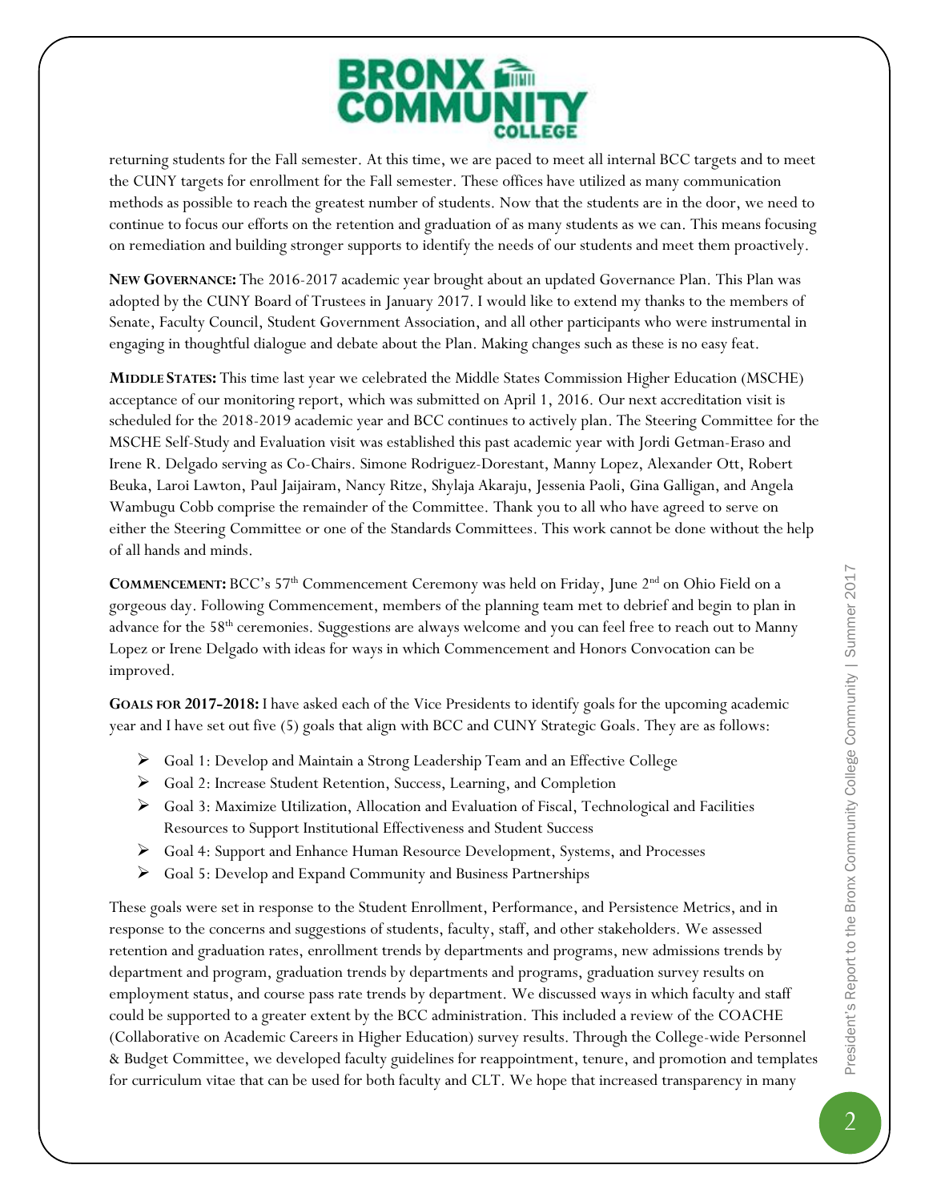returning students for the Fall semester. At this time, we are paced to meet all internal BCC targets and to meet the CUNY targets for enrollment for the Fall semester. These offices have utilized as many communication methods as possible to reach the greatest number of students. Now that the students are in the door, we need to continue to focus our efforts on the retention and graduation of as many students as we can. This means focusing on remediation and building stronger supports to identify the needs of our students and meet them proactively.

**NEW GOVERNANCE:** The 2016-2017 academic year brought about an updated Governance Plan. This Plan was adopted by the CUNY Board of Trustees in January 2017. I would like to extend my thanks to the members of Senate, Faculty Council, Student Government Association, and all other participants who were instrumental in engaging in thoughtful dialogue and debate about the Plan. Making changes such as these is no easy feat.

**MIDDLE STATES:** This time last year we celebrated the Middle States Commission Higher Education (MSCHE) acceptance of our monitoring report, which was submitted on April 1, 2016. Our next accreditation visit is scheduled for the 2018-2019 academic year and BCC continues to actively plan. The Steering Committee for the MSCHE Self-Study and Evaluation visit was established this past academic year with Jordi Getman-Eraso and Irene R. Delgado serving as Co-Chairs. Simone Rodriguez-Dorestant, Manny Lopez, Alexander Ott, Robert Beuka, Laroi Lawton, Paul Jaijairam, Nancy Ritze, Shylaja Akaraju, Jessenia Paoli, Gina Galligan, and Angela Wambugu Cobb comprise the remainder of the Committee. Thank you to all who have agreed to serve on either the Steering Committee or one of the Standards Committees. This work cannot be done without the help of all hands and minds.

**COMMENCEMENT:** BCC's 57th Commencement Ceremony was held on Friday, June 2nd on Ohio Field on a gorgeous day. Following Commencement, members of the planning team met to debrief and begin to plan in advance for the 58th ceremonies. Suggestions are always welcome and you can feel free to reach out to Manny Lopez or Irene Delgado with ideas for ways in which Commencement and Honors Convocation can be improved.

**GOALS FOR 2017-2018:** I have asked each of the Vice Presidents to identify goals for the upcoming academic year and I have set out five (5) goals that align with BCC and CUNY Strategic Goals. They are as follows:

- Goal 1: Develop and Maintain a Strong Leadership Team and an Effective College
- Goal 2: Increase Student Retention, Success, Learning, and Completion
- Goal 3: Maximize Utilization, Allocation and Evaluation of Fiscal, Technological and Facilities Resources to Support Institutional Effectiveness and Student Success
- Goal 4: Support and Enhance Human Resource Development, Systems, and Processes
- Goal 5: Develop and Expand Community and Business Partnerships

These goals were set in response to the Student Enrollment, Performance, and Persistence Metrics, and in response to the concerns and suggestions of students, faculty, staff, and other stakeholders. We assessed retention and graduation rates, enrollment trends by departments and programs, new admissions trends by department and program, graduation trends by departments and programs, graduation survey results on employment status, and course pass rate trends by department. We discussed ways in which faculty and staff could be supported to a greater extent by the BCC administration. This included a review of the COACHE (Collaborative on Academic Careers in Higher Education) survey results. Through the College-wide Personnel & Budget Committee, we developed faculty guidelines for reappointment, tenure, and promotion and templates for curriculum vitae that can be used for both faculty and CLT. We hope that increased transparency in many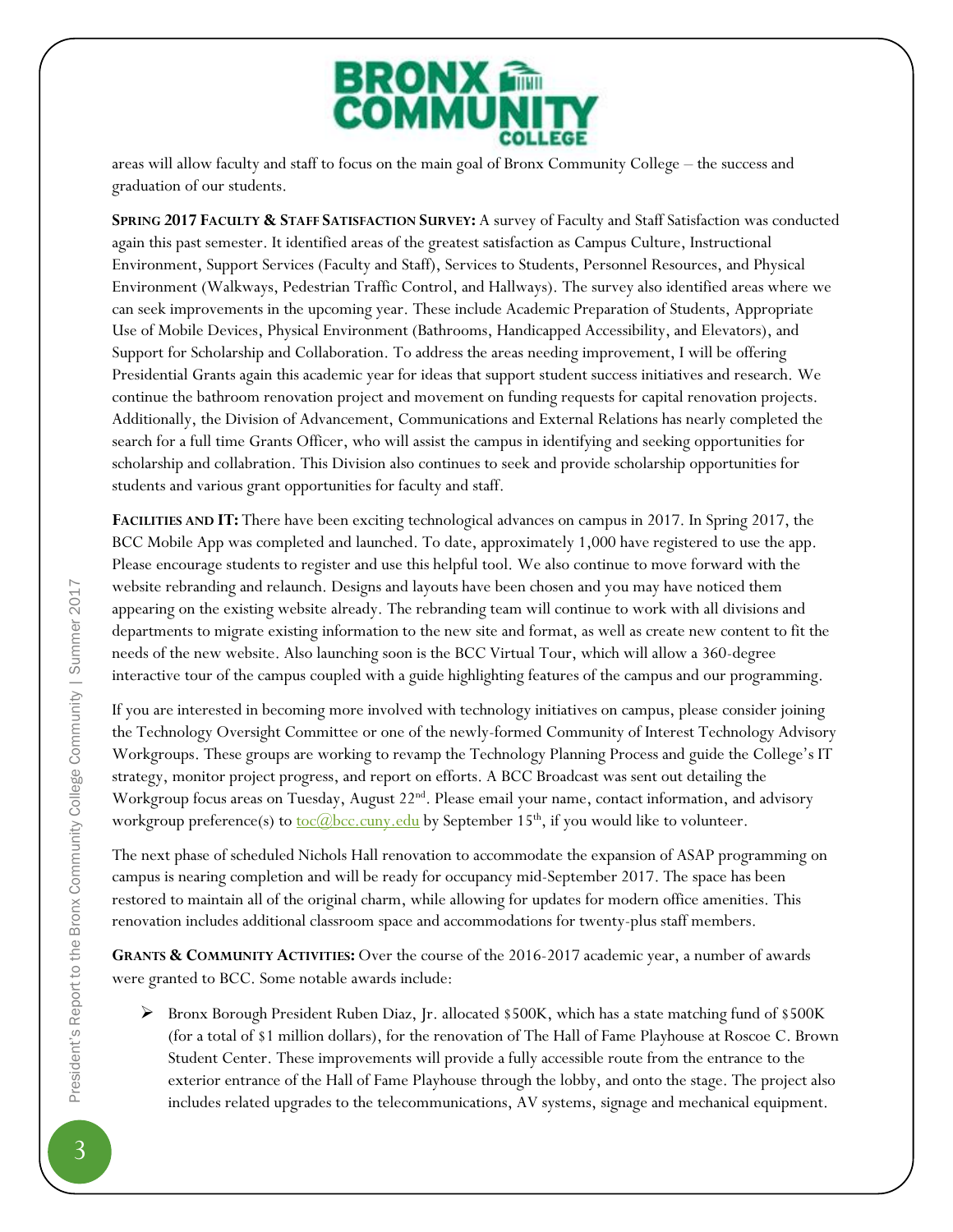areas will allow faculty and staff to focus on the main goal of Bronx Community College – the success and graduation of our students.

**SPRING 2017 FACULTY & STAFF SATISFACTION SURVEY:** A survey of Faculty and Staff Satisfaction was conducted again this past semester. It identified areas of the greatest satisfaction as Campus Culture, Instructional Environment, Support Services (Faculty and Staff), Services to Students, Personnel Resources, and Physical Environment (Walkways, Pedestrian Traffic Control, and Hallways). The survey also identified areas where we can seek improvements in the upcoming year. These include Academic Preparation of Students, Appropriate Use of Mobile Devices, Physical Environment (Bathrooms, Handicapped Accessibility, and Elevators), and Support for Scholarship and Collaboration. To address the areas needing improvement, I will be offering Presidential Grants again this academic year for ideas that support student success initiatives and research. We continue the bathroom renovation project and movement on funding requests for capital renovation projects. Additionally, the Division of Advancement, Communications and External Relations has nearly completed the search for a full time Grants Officer, who will assist the campus in identifying and seeking opportunities for scholarship and collabration. This Division also continues to seek and provide scholarship opportunities for students and various grant opportunities for faculty and staff.

**FACILITIES AND IT:** There have been exciting technological advances on campus in 2017. In Spring 2017, the BCC Mobile App was completed and launched. To date, approximately 1,000 have registered to use the app. Please encourage students to register and use this helpful tool. We also continue to move forward with the website rebranding and relaunch. Designs and layouts have been chosen and you may have noticed them appearing on the existing website already. The rebranding team will continue to work with all divisions and departments to migrate existing information to the new site and format, as well as create new content to fit the needs of the new website. Also launching soon is the BCC Virtual Tour, which will allow a 360-degree interactive tour of the campus coupled with a guide highlighting features of the campus and our programming.

If you are interested in becoming more involved with technology initiatives on campus, please consider joining the Technology Oversight Committee or one of the newly-formed Community of Interest Technology Advisory Workgroups. These groups are working to revamp the Technology Planning Process and guide the College's IT strategy, monitor project progress, and report on efforts. A BCC Broadcast was sent out detailing the Workgroup focus areas on Tuesday, August 22nd. Please email your name, contact information, and advisory workgroup preference(s) to toc@bcc.cuny.edu by September 15th, if you would like to volunteer.

The next phase of scheduled Nichols Hall renovation to accommodate the expansion of ASAP programming on campus is nearing completion and will be ready for occupancy mid-September 2017. The space has been restored to maintain all of the original charm, while allowing for updates for modern office amenities. This renovation includes additional classroom space and accommodations for twenty-plus staff members.

**GRANTS & COMMUNITY ACTIVITIES:** Over the course of the 2016-2017 academic year, a number of awards were granted to BCC. Some notable awards include:

- Bronx Borough President Ruben Diaz, Jr. allocated $500K, which has a state matching fund of $500K (for a total of $1 million dollars), for the renovation of The Hall of Fame Playhouse at Roscoe C. Brown Student Center. These improvements will provide a fully accessible route from the entrance to the exterior entrance of the Hall of Fame Playhouse through the lobby, and onto the stage. The project also includes related upgrades to the telecommunications, AV systems, signage and mechanical equipment.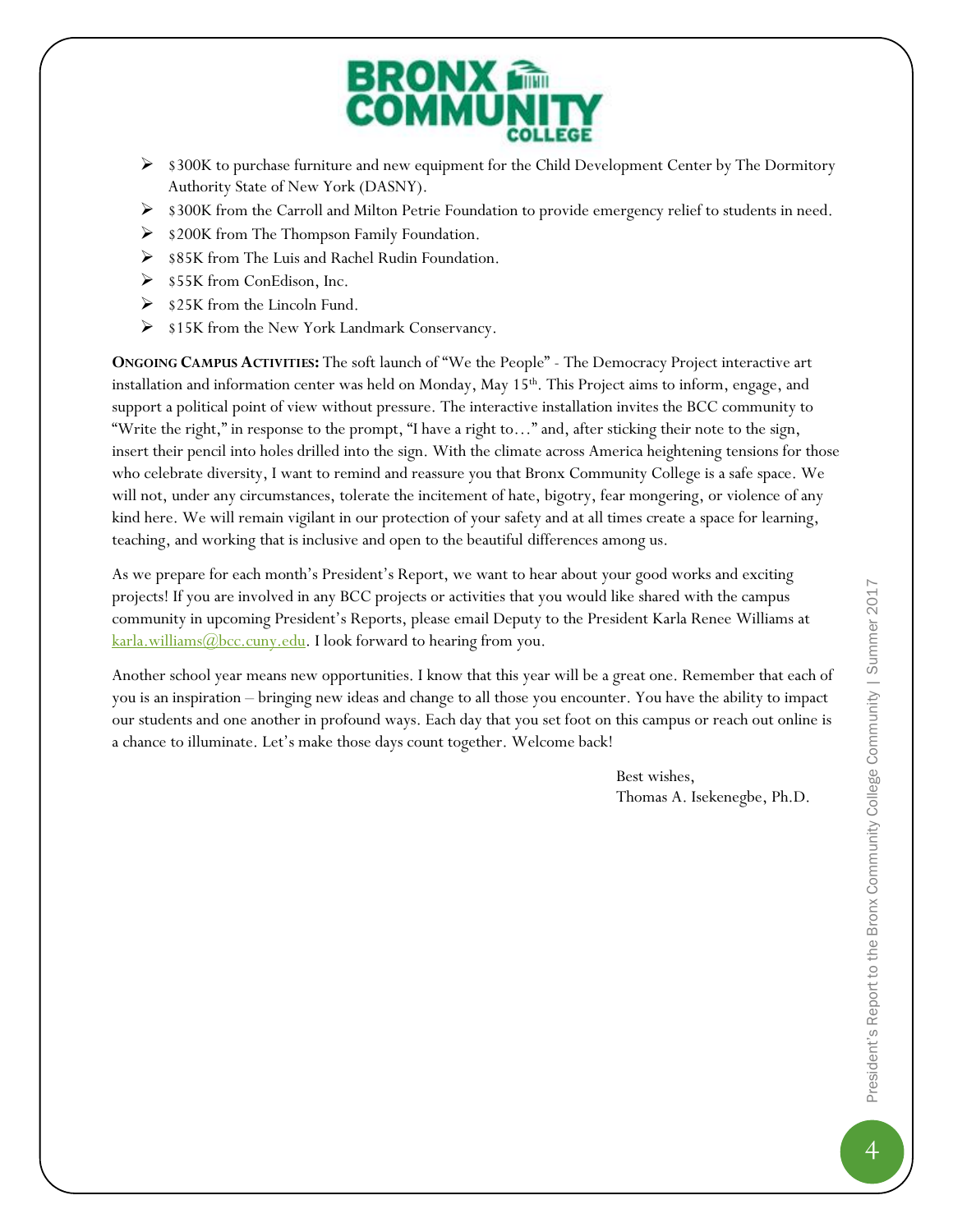- $300K to purchase furniture and new equipment for the Child Development Center by The Dormitory Authority State of New York (DASNY).
- $300K from the Carroll and Milton Petrie Foundation to provide emergency relief to students in need.
- $200K from The Thompson Family Foundation.
- $85K from The Luis and Rachel Rudin Foundation.
- $55K from ConEdison, Inc.
- $25K from the Lincoln Fund.
- $15K from the New York Landmark Conservancy.

**ONGOING CAMPUS ACTIVITIES:** The soft launch of "We the People" - The Democracy Project interactive art installation and information center was held on Monday, May 15th. This Project aims to inform, engage, and support a political point of view without pressure. The interactive installation invites the BCC community to "Write the right," in response to the prompt, "I have a right to…" and, after sticking their note to the sign, insert their pencil into holes drilled into the sign. With the climate across America heightening tensions for those who celebrate diversity, I want to remind and reassure you that Bronx Community College is a safe space. We will not, under any circumstances, tolerate the incitement of hate, bigotry, fear mongering, or violence of any kind here. We will remain vigilant in our protection of your safety and at all times create a space for learning, teaching, and working that is inclusive and open to the beautiful differences among us.

As we prepare for each month's President's Report, we want to hear about your good works and exciting projects! If you are involved in any BCC projects or activities that you would like shared with the campus community in upcoming President's Reports, please email Deputy to the President Karla Renee Williams at karla.williams@bcc.cuny.edu. I look forward to hearing from you.

Another school year means new opportunities. I know that this year will be a great one. Remember that each of you is an inspiration – bringing new ideas and change to all those you encounter. You have the ability to impact our students and one another in profound ways. Each day that you set foot on this campus or reach out online is a chance to illuminate. Let's make those days count together. Welcome back!

Best wishes,
Thomas A. Isekenegbe, Ph.D.